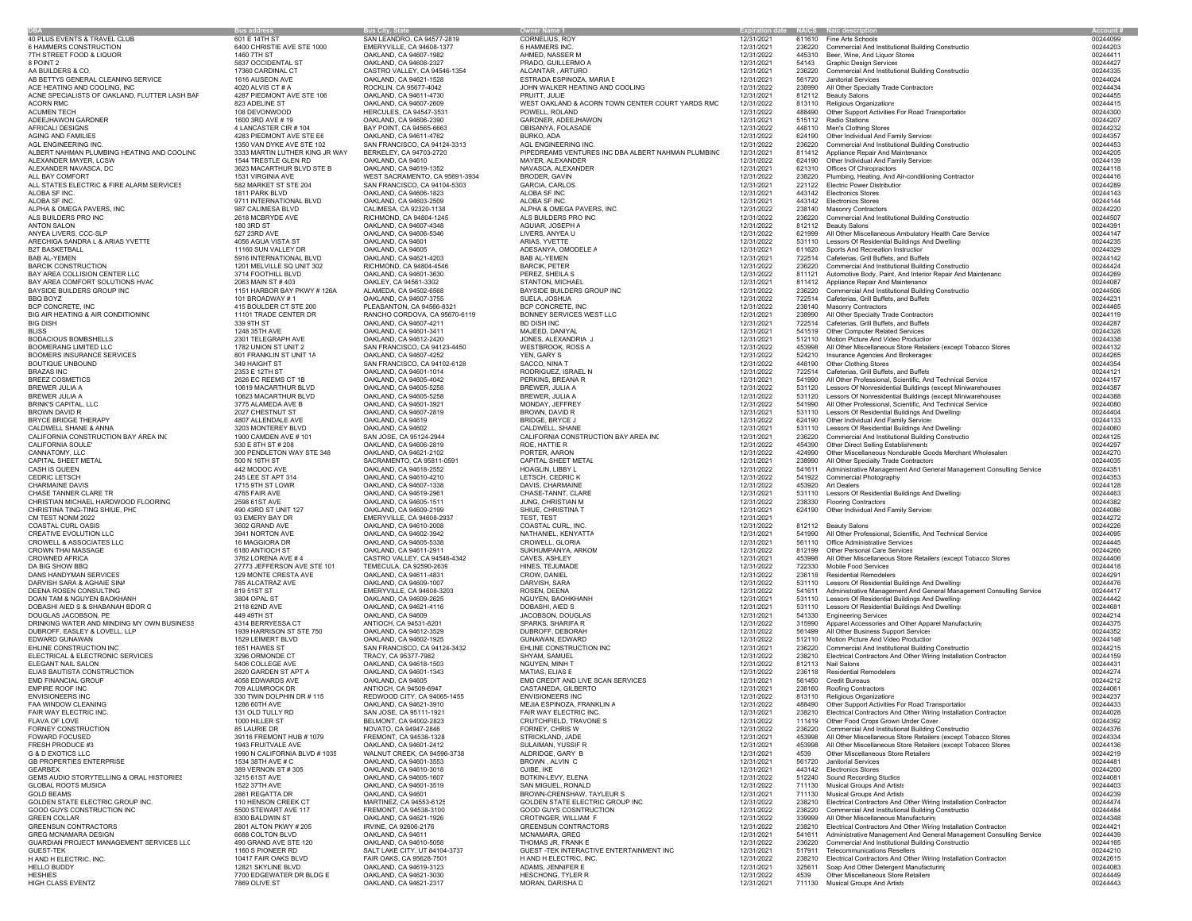| DBA | Bus address | Bus City, State | Owner Name 1 | Expiration date | NAICS | Naic description | Account # |
|---|---|---|---|---|---|---|---|
| 40 PLUS EVENTS & TRAVEL CLUB | 601 E 14TH ST | SAN LEANDRO, CA 94577-2819 | CORNELIUS, ROY | 12/31/2021 | 611610 | Fine Arts Schools | 00244099 |
| 6 HAMMERS CONSTRUCTION | 6400 CHRISTIE AVE STE 1000 | EMERYVILLE, CA 94608-1377 | 6 HAMMERS INC. | 12/31/2021 | 236220 | Commercial And Institutional Building Constructio | 00244203 |
| 7TH STREET FOOD & LIQUOR | 1460 7TH ST | OAKLAND, CA 94607-1982 | AHMED, NASSER M | 12/31/2022 | 445310 | Beer, Wine, And Liquor Stores | 00244411 |
| 8 POINT 2 | 5837 OCCIDENTAL ST | OAKLAND, CA 94608-2327 | PRADO, GUILLERMO A | 12/31/2021 | 54143 | Graphic Design Services | 00244427 |
| AA BUILDERS & CO. | 17360 CARDINAL CT | CASTRO VALLEY, CA 94546-1354 | ALCANTAR , ARTURO | 12/31/2021 | 236220 | Commercial And Institutional Building Constructio | 00244335 |
| AB BETTYS GENERAL CLEANING SERVICE | 1616 AUSEON AVE | OAKLAND, CA 94621-1528 | ESTRADA ESPINOZA, MARIA E | 12/31/2021 | 561720 | Janitorial Services | 00244024 |
| ACE HEATING AND COOLING, INC | 4020 ALVIS CT # A | ROCKLIN, CA 95677-4042 | JOHN WALKER HEATING AND COOLING | 12/31/2022 | 238990 | All Other Specialty Trade Contractors | 00244434 |
| ACNE SPECIALISTS OF OAKLAND, FLUTTER LASH BAF | 4287 PIEDMONT AVE STE 106 | OAKLAND, CA 94611-4730 | PRUITT, JULIE | 12/31/2021 | 812112 | Beauty Salons | 00244455 |
| ACORN RMC | 823 ADELINE ST | OAKLAND, CA 94607-2609 | WEST OAKLAND & ACORN TOWN CENTER COURT YARDS RMC | 12/31/2022 | 813110 | Religious Organizations | 00244415 |
| ACUMEN TECH | 108 DEVONWOOD | HERCULES, CA 94547-3531 | POWELL, ROLAND | 12/31/2022 | 488490 | Other Support Activities For Road Transportatior | 00244300 |
| ADEEJHAWON GARDNER | 1600 3RD AVE # 19 | OAKLAND, CA 94606-2390 | GARDNER, ADEEJHAWON | 12/31/2021 | 515112 | Radio Stations | 00244207 |
| AFRICALI DESIGNS | 4 LANCASTER CIR # 104 | BAY POINT, CA 94565-6663 | OBISANYA, FOLASADE | 12/31/2021 | 448110 | Men's Clothing Stores | 00244232 |
| AGING AND FAMILIES | 4283 PIEDMONT AVE STE E6 | OAKLAND, CA 94611-4762 | BURKO, ADA | 12/31/2021 | 624190 | Other Individual And Family Services | 00244357 |
| AGL ENGINEERING INC. | 1350 VAN DYKE AVE STE 102 | SAN FRANCISCO, CA 94124-3313 | AGL ENGINEERING INC. | 12/31/2022 | 236220 | Commercial And Institutional Building Constructio | 00244453 |
| ALBERT NAHMAN PLUMBING HEATING AND COOLINC | 3333 MARTIN LUTHER KING JR WAY | BERKELEY, CA 94703-2720 | PIPEDREAMS VENTURES INC DBA ALBERT NAHMAN PLUMBINC | 12/31/2021 | 811412 | Appliance Repair And Maintenance | 00244205 |
| ALEXANDER MAYER, LCSW | 1544 TRESTLE GLEN RD | OAKLAND, CA 94610 | MAYER, ALEXANDER | 12/31/2022 | 624190 | Other Individual And Family Services | 00244139 |
| ALEXANDER NAVASCA, DC | 3623 MACARTHUR BLVD STE B | OAKLAND, CA 94619-1352 | NAVASCA, ALEXANDER | 12/31/2021 | 621310 | Offices Of Chiropractors | 00244118 |
| ALL BAY COMFORT | 1531 VIRGINIA AVE | WEST SACRAMENTO, CA 95691-3934 | BRODER, GAVIN | 12/31/2022 | 238220 | Plumbing, Heating, And Air-conditioning Contractor | 00244416 |
| ALL STATES ELECTRIC & FIRE ALARM SERVICES | 582 MARKET ST STE 204 | SAN FRANCISCO, CA 94104-5303 | GARCIA, CARLOS | 12/31/2021 | 221122 | Electric Power Distributior | 00244289 |
| ALOBA SF INC. | 1811 PARK BLVD | OAKLAND, CA 94606-1823 | ALOBA SF INC | 12/31/2021 | 443142 | Electronics Stores | 00244143 |
| ALOBA SF INC. | 9711 INTERNATIONAL BLVD | OAKLAND, CA 94603-2509 | ALOBA SF INC. | 12/31/2021 | 443142 | Electronics Stores | 00244144 |
| ALPHA & OMEGA PAVERS, INC | 987 CALIMESA BLVD | CALIMESA, CA 92320-1138 | ALPHA & OMEGA PAVERS, INC. | 12/31/2022 | 238140 | Masonry Contractors | 00244220 |
| ALS BUILDERS PRO INC | 2618 MCBRYDE AVE | RICHMOND, CA 94804-1245 | ALS BUILDERS PRO INC | 12/31/2022 | 236220 | Commercial And Institutional Building Constructio | 00244507 |
| ANTON SALON | 180 3RD ST | OAKLAND, CA 94607-4348 | AGUIAR, JOSEPH A | 12/31/2022 | 812112 | Beauty Salons | 00244391 |
| ANYEA LIVERS, CCC-SLP | 527 23RD AVE | OAKLAND, CA 94606-5346 | LIVERS, ANYEA U | 12/31/2022 | 621999 | All Other Miscellaneous Ambulatory Health Care Service | 00244147 |
| ARECHIGA SANDRA L & ARIAS YVETTE | 4056 AGUA VISTA ST | OAKLAND, CA 94601 | ARIAS, YVETTE | 12/31/2022 | 531110 | Lessors Of Residential Buildings And Dwelling | 00244235 |
| B2T BASKETBALL | 11160 SUN VALLEY DR | OAKLAND, CA 94605 | ADESANYA, OMODELE A | 12/31/2021 | 611620 | Sports And Recreation Instructior | 00244329 |
| BAB AL-YEMEN | 5916 INTERNATIONAL BLVD | OAKLAND, CA 94621-4203 | BAB AL-YEMEN | 12/31/2021 | 722514 | Cafeterias, Grill Buffets, and Buffets | 00244142 |
| BARCIK CONSTRUCTION | 1201 MELVILLE SQ UNIT 302 | RICHMOND, CA 94804-4546 | BARCIK, PETER | 12/31/2022 | 236220 | Commercial And Institutional Building Constructio | 00244424 |
| BAY AREA COLLISION CENTER LLC | 3714 FOOTHILL BLVD | OAKLAND, CA 94601-3630 | PEREZ, SHEILA S | 12/31/2022 | 811121 | Automotive Body, Paint, And Interior Repair And Maintenanc | 00244269 |
| BAY AREA COMFORT SOLUTIONS HVAC | 2063 MAIN ST # 403 | OAKLEY, CA 94561-3302 | STANTON, MICHAEL | 12/31/2021 | 811412 | Appliance Repair And Maintenance | 00244087 |
| BAYSIDE BUILDERS GROUP INC | 1151 HARBOR BAY PKWY # 126A | ALAMEDA, CA 94502-6568 | BAYSIDE BUILDERS GROUP INC | 12/31/2022 | 236220 | Commercial And Institutional Building Constructio | 00244506 |
| BBQ BOYZ | 101 BROADWAY # 1 | OAKLAND, CA 94607-3755 | SUELA, JOSHUA | 12/31/2022 | 722514 | Cafeterias, Grill Buffets, and Buffets | 00244231 |
| BCP CONCRETE, INC | 415 BOULDER CT STE 200 | PLEASANTON, CA 94566-8321 | BCP CONCRETE, INC | 12/31/2022 | 238140 | Masonry Contractors | 00244465 |
| BIG AIR HEATING & AIR CONDITIONINC | 11101 TRADE CENTER DR | RANCHO CORDOVA, CA 95670-6119 | BONNEY SERVICES WEST LLC | 12/31/2021 | 238990 | All Other Specialty Trade Contractors | 00244119 |
| BIG DISH | 339 9TH ST | OAKLAND, CA 94607-4211 | BD DISH INC | 12/31/2021 | 722514 | Cafeterias, Grill Buffets, and Buffets | 00244287 |
| BLISS | 1248 35TH AVE | OAKLAND, CA 94601-3411 | MAJEED, DANIYAL | 12/31/2021 | 541519 | Other Computer Related Services | 00244328 |
| BODACIOUS BOMBSHELLS | 2301 TELEGRAPH AVE | OAKLAND, CA 94612-2420 | JONES, ALEXANDRIA J | 12/31/2021 | 512110 | Motion Picture And Video Productior | 00244338 |
| BOOMERANG LIMITED LLC | 1782 UNION ST UNIT 2 | SAN FRANCISCO, CA 94123-4450 | WESTBROOK, ROSS A | 12/31/2022 | 453998 | All Other Miscellaneous Store Retailers (except Tobacco Stores | 00244132 |
| BOOMERS INSURANCE SERVICES | 801 FRANKLIN ST UNIT 1A | OAKLAND, CA 94607-4252 | YEN, GARY S | 12/31/2022 | 524210 | Insurance Agencies And Brokerages | 00244265 |
| BOUTIQUE UNBOUND | 349 HAIGHT ST | SAN FRANCISCO, CA 94102-6128 | SACCO, NINA T | 12/31/2022 | 448190 | Other Clothing Stores | 00244354 |
| BRAZAS INC | 2353 E 12TH ST | OAKLAND, CA 94601-1014 | RODRIGUEZ, ISRAEL N | 12/31/2021 | 722514 | Cafeterias, Grill Buffets, and Buffets | 00244121 |
| BREEZ COSMETICS | 2626 EC REEMS CT 1B | OAKLAND, CA 94605-4042 | PERKINS, BREANA R | 12/31/2021 | 541990 | All Other Professional, Scientific, And Technical Service | 00244157 |
| BREWER JULIA A | 10619 MACARTHUR BLVD | OAKLAND, CA 94605-5258 | BREWER, JULIA A | 12/31/2022 | 531120 | Lessors Of Nonresidential Buildings (except Miniwarehouses | 00244387 |
| BREWER JULIA A | 10623 MACARTHUR BLVD | OAKLAND, CA 94605-5258 | BREWER, JULIA A | 12/31/2022 | 531120 | Lessors Of Nonresidential Buildings (except Miniwarehouses | 00244388 |
| BRINK'S CAPITAL, LLC | 3775 ALAMEDA AVE B | OAKLAND, CA 94601-3921 | MONDAY, JEFFREY | 12/31/2021 | 541990 | All Other Professional, Scientific, And Technical Service | 00244080 |
| BROWN DAVID R | 2027 CHESTNUT ST | OAKLAND, CA 94607-2819 | BROWN, DAVID R | 12/31/2021 | 531110 | Lessors Of Residential Buildings And Dwelling | 00244404 |
| BRYCE BRIDGE THERAPY | 4807 ALLENDALE AVE | OAKLAND, CA 94619 | BRIDGE, BRYCE J | 12/31/2021 | 624190 | Other Individual And Family Services | 00244133 |
| CALDWELL SHANE & ANNA | 3203 MONTEREY BLVD | OAKLAND, CA 94602 | CALDWELL, SHANE | 12/31/2021 | 531110 | Lessors Of Residential Buildings And Dwelling | 00244060 |
| CALIFORNIA CONSTRUCTION BAY AREA INC | 1900 CAMDEN AVE # 101 | SAN JOSE, CA 95124-2944 | CALIFORNIA CONSTRUCTION BAY AREA INC | 12/31/2021 | 236220 | Commercial And Institutional Building Constructio | 00244125 |
| CALIFORNIA SOULE' | 530 E 8TH ST # 208 | OAKLAND, CA 94606-2819 | ROE, HATTIE R | 12/31/2022 | 454390 | Other Direct Selling Establishments | 00244297 |
| CANNATOMY, LLC | 300 PENDLETON WAY STE 348 | OAKLAND, CA 94621-2102 | PORTER, AARON | 12/31/2022 | 424990 | Other Miscellaneous Nondurable Goods Merchant Wholesalers | 00244270 |
| CAPITAL SHEET METAL | 500 N 16TH ST | SACRAMENTO, CA 95811-0591 | CAPITAL SHEET METAL | 12/31/2021 | 238990 | All Other Specialty Trade Contractors | 00244035 |
| CASH IS QUEEN | 442 MODOC AVE | OAKLAND, CA 94618-2552 | HOAGLIN, LIBBY L | 12/31/2021 | 541611 | Administrative Management And General Management Consulting Service | 00244351 |
| CEDRIC LETSCH | 245 LEE ST APT 314 | OAKLAND, CA 94610-4210 | LETSCH, CEDRIC K | 12/31/2022 | 541922 | Commercial Photography | 00244353 |
| CHARMAINE DAVIS | 1715 9TH ST LOWR | OAKLAND, CA 94607-1338 | DAVIS, CHARMAINE | 12/31/2022 | 453920 | Art Dealers | 00244128 |
| CHASE TANNER CLARE TR | 4765 FAIR AVE | OAKLAND, CA 94619-2961 | CHASE-TANNT, CLARE | 12/31/2021 | 531110 | Lessors Of Residential Buildings And Dwelling | 00244463 |
| CHRISTIAN MICHAEL HARDWOOD FLOORING | 2598 61ST AVE | OAKLAND, CA 94605-1511 | JUNG, CHRISTIAN M | 12/31/2022 | 238330 | Flooring Contractors | 00244382 |
| CHRISTINA TING-TING SHIUE, PHD | 490 43RD ST UNIT 127 | OAKLAND, CA 94609-2199 | SHIUE, CHRISTINA T | 12/31/2021 | 624190 | Other Individual And Family Services | 00244086 |
| CM TEST NONM 2022 | 93 EMERY BAY DR | EMERYVILLE, CA 94608-2937 | TEST, TEST | 12/31/2022 | | | 00244272 |
| COASTAL CURL OASIS | 3602 GRAND AVE | OAKLAND, CA 94610-2008 | COASTAL CURL, INC. | 12/31/2022 | 812112 | Beauty Salons | 00244226 |
| CREATIVE EVOLUTION LLC | 3941 NORTON AVE | OAKLAND, CA 94602-3942 | NATHANIEL, KENYATTA | 12/31/2021 | 541990 | All Other Professional, Scientific, And Technical Service | 00244095 |
| CROWELL & ASSOCIATES LLC | 16 MAGGIORA DR | OAKLAND, CA 94605-5338 | CROWELL, GLORIA | 12/31/2022 | 561110 | Office Administrative Services | 00244445 |
| CROWN THAI MASSAGE | 6180 ANTIOCH ST | OAKLAND, CA 94611-2911 | SUKHUMPANYA, ARKOM | 12/31/2022 | 812199 | Other Personal Care Services | 00244266 |
| CROWNED AFRICA | 3762 LORENA AVE # 4 | CASTRO VALLEY, CA 94546-4342 | CAVES, ASHLEY | 12/31/2021 | 453998 | All Other Miscellaneous Store Retailers (except Tobacco Stores | 00244406 |
| DA BIG SHOW BBQ | 27773 JEFFERSON AVE STE 101 | TEMECULA, CA 92590-2639 | HINES, TEJUMADE | 12/31/2022 | 722330 | Mobile Food Services | 00244418 |
| DANS HANDYMAN SERVICES | 129 MONTE CRESTA AVE | OAKLAND, CA 94611-4831 | CROW, DANIEL | 12/31/2021 | 236118 | Residential Remodelers | 00244291 |
| DARVISH SARA & AGHAIE SINA | 785 ALCATRAZ AVE | OAKLAND, CA 94609-1007 | DARVISH, SARA | 12/31/2022 | 531110 | Lessors Of Residential Buildings And Dwelling | 00244476 |
| DEENA ROSEN CONSULTING | 819 51ST ST | EMERYVILLE, CA 94608-3203 | ROSEN, DEENA | 12/31/2022 | 541611 | Administrative Management And General Management Consulting Service | 00244417 |
| DOAN TAM & NGUYEN BAOKHANH | 3804 OPAL ST | OAKLAND, CA 94609-2625 | NGUYEN, BAOHKHANH | 12/31/2022 | 531110 | Lessors Of Residential Buildings And Dwelling | 00244442 |
| DOBASHI AIED S & SHABANAH BDOR G | 2118 62ND AVE | OAKLAND, CA 94621-4116 | DOBASHI, AIED S | 12/31/2022 | 531110 | Lessors Of Residential Buildings And Dwelling | 00244681 |
| DOUGLAS JACOBSON, PE | 449 49TH ST | OAKLAND, CA 94609 | JACOBSON, DOUGLAS | 12/31/2021 | 541330 | Engineering Services | 00244214 |
| DRINKING WATER AND MINDING MY OWN BUSINESS | 4314 BERRYESSA CT | ANTIOCH, CA 94531-8201 | SPARKS, SHARIFA R | 12/31/2022 | 315990 | Apparel Accessories and Other Apparel Manufacturing | 00244375 |
| DUBROFF, EASLEY & LOVELL, LLP | 1939 HARRISON ST STE 750 | OAKLAND, CA 94612-3529 | DUBROFF, DEBORAH | 12/31/2022 | 561499 | All Other Business Support Services | 00244352 |
| EDWARD GUNAWAN | 1529 LEIMERT BLVD | OAKLAND, CA 94602-1925 | GUNAWAN, EDWARD | 12/31/2021 | 512110 | Motion Picture And Video Productior | 00244148 |
| EHLINE CONSTRUCTION INC | 1651 HAWES ST | SAN FRANCISCO, CA 94124-3432 | EHLINE CONSTRUCTION INC | 12/31/2021 | 236220 | Commercial And Institutional Building Constructio | 00244215 |
| ELECTRICAL & ELECTRONIC SERVICES | 3296 ORMONDE CT | TRACY, CA 95377-7982 | SHYAM, SAMUEL | 12/31/2022 | 238210 | Electrical Contractors And Other Wiring Installation Contractor | 00244159 |
| ELEGANT NAIL SALON | 5406 COLLEGE AVE | OAKLAND, CA 94618-1503 | NGUYEN, MINH T | 12/31/2022 | 812113 | Nail Salons | 00244431 |
| ELIAS BAUTISTA CONSTRUCTION | 2820 GARDEN ST APT A | OAKLAND, CA 94601-1343 | MATIAS, ELIAS E | 12/31/2022 | 236118 | Residential Remodelers | 00244274 |
| EMD FINANCIAL GROUP | 4058 EDWARDS AVE | OAKLAND, CA 94605 | EMD CREDIT AND LIVE SCAN SERVICES | 12/31/2021 | 561450 | Credit Bureaus | 00244212 |
| EMPIRE ROOF INC | 709 ALUMROCK DR | ANTIOCH, CA 94509-6947 | CASTANEDA, GILBERTO | 12/31/2021 | 238160 | Roofing Contractors | 00244061 |
| ENVISIONEERS INC | 330 TWIN DOLPHIN DR # 115 | REDWOOD CITY, CA 94065-1455 | ENVISIONEERS INC | 12/31/2022 | 813110 | Religious Organizations | 00244237 |
| FAA WINDOW CLEANING | 1286 60TH AVE | OAKLAND, CA 94621-3910 | MEJIA ESPINOZA, FRANKLIN A | 12/31/2022 | 488490 | Other Support Activities For Road Transportatior | 00244433 |
| FAIR WAY ELECTRIC INC. | 131 OLD TULLY RD | SAN JOSE, CA 95111-1921 | FAIR WAY ELECTRIC INC. | 12/31/2021 | 238210 | Electrical Contractors And Other Wiring Installation Contractor | 00244028 |
| FLAVA OF LOVE | 1000 HILLER ST | BELMONT, CA 94002-2823 | CRUTCHFIELD, TRAVONE S | 12/31/2022 | 111419 | Other Food Crops Grown Under Cover | 00244392 |
| FORNEY CONSTRUCTION | 85 LAURIE DR | NOVATO, CA 94947-2846 | FORNEY, CHRIS W | 12/31/2022 | 236220 | Commercial And Institutional Building Constructio | 00244376 |
| FOWARD FOCUSED | 39116 FREMONT HUB # 1079 | FREMONT, CA 94538-1328 | STRICKLAND, JADE | 12/31/2021 | 453998 | All Other Miscellaneous Store Retailers (except Tobacco Stores | 00244334 |
| FRESH PRODUCE #3 | 1943 FRUITVALE AVE | OAKLAND, CA 94601-2412 | SULAIMAN, YUSSIF R | 12/31/2021 | 453998 | All Other Miscellaneous Store Retailers (except Tobacco Stores | 00244136 |
| G & D EXOTICS LLC | 1990 N CALIFORNIA BLVD # 1035 | WALNUT CREEK, CA 94596-3738 | ALDRIDGE, GARY B | 12/31/2021 | 4539 | Other Miscellaneous Store Retailers | 00244219 |
| GB PROPERTIES ENTERPRISE | 1534 38TH AVE # C | OAKLAND, CA 94601-3553 | BROWN , ALVIN C | 12/31/2022 | 561720 | Janitorial Services | 00244481 |
| GEARBEX | 389 VERNON ST # 305 | OAKLAND, CA 94610-3018 | OJIBE, IKE | 12/31/2021 | 443142 | Electronics Stores | 00244200 |
| GEMS AUDIO STORYTELLING & ORAL HISTORIES | 3215 61ST AVE | OAKLAND, CA 94605-1607 | BOTKIN-LEVY, ELENA | 12/31/2022 | 512240 | Sound Recording Studios | 00244081 |
| GLOBAL ROOTS MUSICA | 1522 37TH AVE | OAKLAND, CA 94601-3519 | SAN MIGUEL, RONALD | 12/31/2022 | 711130 | Musical Groups And Artists | 00244403 |
| GOLD BEAMS | 2861 REGATTA DR | OAKLAND, CA 94601 | BROWN-CRENSHAW, TAYLEUR S | 12/31/2021 | 711130 | Musical Groups And Artists | 00244239 |
| GOLDEN STATE ELECTRIC GROUP INC. | 110 HENSON CREEK CT | MARTINEZ, CA 94553-6125 | GOLDEN STATE ELECTRIC GROUP INC | 12/31/2022 | 238210 | Electrical Contractors And Other Wiring Installation Contractor | 00244474 |
| GOOD GUYS CONSTRUCTION INC | 5500 STEWART AVE 117 | FREMONT, CA 94538-3100 | GOOD GUYS COSNTRUCTION | 12/31/2022 | 236220 | Commercial And Institutional Building Constructio | 00244484 |
| GREEN COLLAR | 8300 BALDWIN ST | OAKLAND, CA 94621-1926 | CROTINGER, WILLIAM F | 12/31/2022 | 339999 | All Other Miscellaneous Manufacturing | 00244348 |
| GREENSUN CONTRACTORS | 2801 ALTON PKWY # 205 | IRVINE, CA 92606-2176 | GREENSUN CONTRACTORS | 12/31/2022 | 238210 | Electrical Contractors And Other Wiring Installation Contractor | 00244421 |
| GREG MCNAMARA DESIGN | 6688 COLTON BLVD | OAKLAND, CA 94611 | MCNAMARA, GREG | 12/31/2021 | 541611 | Administrative Management And General Management Consulting Service | 00244439 |
| GUARDIAN PROJECT MANAGEMENT SERVICES LLC | 490 GRAND AVE STE 120 | OAKLAND, CA 94610-5058 | THOMAS JR, FRANK E | 12/31/2022 | 236220 | Commercial And Institutional Building Constructio | 00244165 |
| GUEST-TEK | 1160 S PIONEER RD | SALT LAKE CITY, UT 84104-3737 | GUEST -TEK INTERACTIVE ENTERTAINMENT INC | 12/31/2021 | 517911 | Telecommunications Resellers | 00244210 |
| H AND H ELECTRIC, INC. | 10417 FAIR OAKS BLVD | FAIR OAKS, CA 95628-7501 | H AND H ELECTRIC, INC. | 12/31/2021 | 238210 | Electrical Contractors And Other Wiring Installation Contractor | 00242615 |
| HELLO BUDDY | 12821 SKYLINE BLVD | OAKLAND, CA 94619-3123 | ADAMS, JENNIFER E | 12/31/2021 | 325611 | Soap And Other Detergent Manufacturing | 00244083 |
| HESHIES | 7700 EDGEWATER DR BLDG E | OAKLAND, CA 94621-3030 | HESCHONG, TYLER R | 12/31/2022 | 4539 | Other Miscellaneous Store Retailers | 00244449 |
| HIGH CLASS EVENTZ | 7869 OLIVE ST | OAKLAND, CA 94621-2317 | MORAN, DARISHA D | 12/31/2021 | 711130 | Musical Groups And Artists | 00244443 |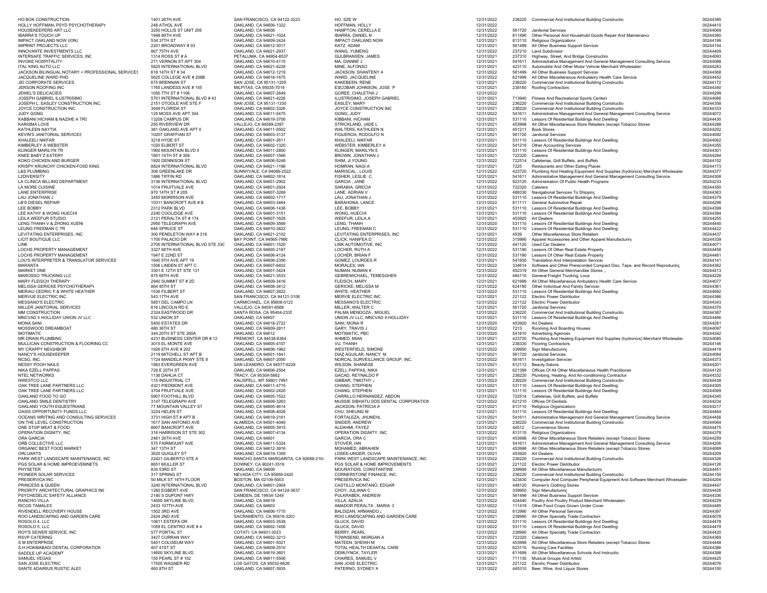| | | | | | | | |
|---|---|---|---|---|---|---|---|
| HO BOK CONSTRUCTION | 1401 26TH AVE | SAN FRANCISCO, CA 94122-3223 | HO, SZE W | 12/31/2022 | 236220 | Commercial And Institutional Building Constructio | 00244395 |
| HOLLY HOFFMAN, PSYD PSYCHOTHERAPY | 248 ATHOL AVE | OAKLAND, CA 94606-1322 | HOFFMAN, HOLLY | 12/31/2022 | | | 00244410 |
| HOUSEKEEPERS ART LLC | 3250 HOLLIS ST UNIT 206 | OAKLAND, CA 94608 | HAMPTON, CERELLA E | 12/31/2022 | 561720 | Janitorial Services | 00244069 |
| IBARRA'S TOUCH UP | 1948 89TH AVE | OAKLAND, CA 94621-1024 | IBARRA, DANIEL M | 12/31/2022 | 811490 | Other Personal And Household Goods Repair And Maintenance | 00244360 |
| IMPACT OAKLAND NOW (ION) | 534 37TH ST | OAKLAND, CA 94609-2424 | IMPACT OAKLAND NOW | 12/31/2021 | 813110 | Religious Organizations | 00244199 |
| IMPRINT PROJECTS LLC | 2201 BROADWAY # 03 | OAKLAND, CA 94612-3017 | KATZ, ADAM | 12/31/2021 | 561499 | All Other Business Support Services | 00244154 |
| INNOVANTE INVESTMENTS LLC | 867 75TH AVE | OAKLAND, CA 94621-2937 | WANG, YUMENG | 12/31/2022 | 237210 | Land Subdivision | 00244409 |
| INTERSAFE TRAFFIC SERVICES, INC | 1314 ROSS ST # A | PETALUMA, CA 94954-6537 | GULBRANSEN, JAMES | 12/31/2021 | 237310 | Highway, Street, And Bridge Construction | 00244093 |
| INVOKE HOSPITALITY | 271 VERNON ST APT 304 | OAKLAND, CA 94610-4115 | MA, DIANNE J | 12/31/2021 | 541611 | Administrative Management And General Management Consulting Service | 00244088 |
| ITAL KING AUTO LLC | 5825 INTERNATIONAL BLVD | OAKLAND, CA 94621-4228 | MINE, ALFONSO | 12/31/2021 | 423110 | Automobile And Other Motor Vehicle Merchant Wholesalers | 00244283 |
| JACKSON BILINGUAL NOTARY + PROFESSIONAL SERVICES | 618 14TH ST # 34 | OAKLAND, CA 94612-1219 | JACKSON, SHANTENY A | 12/31/2022 | 561499 | All Other Business Support Services | 00244368 |
| JACQUELINE WARD PHD | 5625 COLLEGE AVE # 208B | OAKLAND, CA 94618-1675 | WARD, JACQUELINE | 12/31/2022 | 621999 | All Other Miscellaneous Ambulatory Health Care Service | 00244452 |
| JEI CORPORATE SERVICES | 675 BRENNAN ST | SAN JOSE, CA 95131-1205 | KAKEBEEN, RENE | 12/31/2021 | 236220 | Commercial And Institutional Building Constructio | 00244172 |
| JERSON ROOFING INC | 1765 LANDESS AVE # 155 | MILPITAS, CA 95035-7019 | ESCOBAR JOHNSON, JOSE P | 12/31/2021 | 238160 | Roofing Contractors | 00244340 |
| JEWEL'S DELICACIES | 1050 7TH ST # 1106 | OAKLAND, CA 94607-2649 | GOREE, CHALETHA J | 12/31/2022 | | | 00244299 |
| JOSEPH GABRIEL ILUSTRISIMO | 5701 INTERNATIONAL BLVD # 43 | OAKLAND, CA 94621-4226 | ILUSTRISIMO, JOSEPH GABRIEL | 12/31/2021 | 713940 | Fitness And Recreational Sports Centers | 00244066 |
| JOSEPH L. EASLEY CONSTRUCTION INC. | 2151 OTOOLE AVE STE F | SAN JOSE, CA 95131-1330 | EASLEY, MARY | 12/31/2022 | 236220 | Commercial And Institutional Building Constructio | 00244358 |
| JOYCE CONSTRUCTION INC | 3049 FLORIDA ST | OAKLAND, CA 94602-3326 | JOYCE CONSTRUCTION INC | 12/31/2021 | 236220 | Commercial And Institutional Building Constructio | 00244333 |
| JUDY GONG | 125 MOSS AVE APT 304 | OAKLAND, CA 94611-5475 | GONG, JUDY | 12/31/2022 | 541611 | Administrative Management And General Management Consulting Service | 00244072 |
| KABBANI HICHAM & NAZIHE A TRS | 13208 CAMPUS DR | OAKLAND, CA 94619-3706 | KIBBANI, HICHAM | 12/31/2021 | 531110 | Lessors Of Residential Buildings And Dwellings | 00244430 |
| KARISMA LOVE | 250 RIVERVIEW DR | VALLEJO, CA 94589-2397 | STRICKLAND, JADE L | 12/31/2021 | 453998 | All Other Miscellaneous Store Retailers (except Tobacco Stores | 00244288 |
| KATHLEEN NAYTIA | 381 OAKLAND AVE APT 6 | OAKLAND, CA 94611-5502 | WALTERS, KATHLEEN N | 12/31/2021 | 451211 | Book Stores | 00244202 |
| KEVIN'S JANITORIAL SERVICES | 10207 GRAFFIAN ST | OAKLAND, CA 94603-3137 | FIGUEROA, RODOLFO N | 12/31/2021 | 561720 | Janitorial Services | 00244092 |
| KHALEELI NIKFAR | 3218 HYDE ST | OAKLAND, CA 94601-2611 | KHALEELI, NIKFAR | 12/31/2021 | 531110 | Lessors Of Residential Buildings And Dwellings | 00244062 |
| KIMBERLEY A WEBSTER | 1020 ELBERT ST | OAKLAND, CA 94602-1320 | WEBSTER, KIMBERLEY A | 12/31/2022 | 541219 | Other Accounting Services | 00244355 |
| KLINGER MARILYN TR | 1900 MOUNTAIN BLVD 9 | OAKLAND, CA 94611-2800 | KLINGER, MARILYN S | 12/31/2021 | 531110 | Lessors Of Residential Buildings And Dwellings | 00244301 |
| KNEE BABY Z EATERY | 1801 14TH ST # 308 | OAKLAND, CA 94607-1566 | BROWN, JONATHAN J | 12/31/2021 | 722320 | Caterers | 00244284 |
| KOKO CHICKEN AND BURGER | 1920 DENNISON ST | OAKLAND, CA 94606-5248 | SHIM, JI YOUNG | 12/31/2021 | 722514 | Cafeterias, Grill Buffets, and Buffets | 00244152 |
| KRISPY KRUNCHY CHICKEN-FOOD KING | 8824 INTERNATIONAL BLVD | OAKLAND, CA 94621-1198 | HOMRAN, NAGI A | 12/31/2021 | 7225 | Restaurants and Other Eating Places | 00244173 |
| L&S PLUMBING | 308 GREENLAKE DR | SUNNYVALE, CA 94089-2522 | MARISCAL , LOUIS | 12/31/2022 | 423720 | Plumbing And Heating Equipment And Supplies (hydronics) Merchant Wholesalers | 00244377 |
| L2DIVERSITY | 1886 TIFFIN RD | OAKLAND, CA 94602-1814 | FISHER, LESLIE C | 12/31/2022 | 541611 | Administrative Management And General Management Consulting Service | 00244308 |
| LA CLINICA BILLING DEPARTMENT | 3136 INTERNATIONAL BLVD | OAKLAND, CA 94601-2902 | GARCIA , JANE | 12/31/2022 | 923120 | Administration Of Public Health Programs | 00244233 |
| LA MORE CUISINE | 1014 FRUITVALE AVE | OAKLAND, CA 94601-2924 | SARABIA, GRECIA | 12/31/2022 | 722320 | Caterers | 00244350 |
| LANE ENTERPRISE | 970 14TH ST # 205 | OAKLAND, CA 94607-3268 | LANE, ADRIAN V | 12/31/2022 | 488330 | Navigational Services To Shipping | 00244363 |
| LAU JONATHAN J | 3455 MORRISON AVE | OAKLAND, CA 94602-1717 | LAU, JONATHAN J | 12/31/2022 | 531110 | Lessors Of Residential Buildings And Dwellings | 00244379 |
| LB'S DIESEL REPAIR | 10311 BANCROFT AVE # B | OAKLAND, CA 94603-3464 | BARAHONA, LANCE | 12/31/2022 | 811111 | General Automotive Repair | 00244298 |
| LEE BOBBY | 2312 PARK BLVD | OAKLAND, CA 94606-1438 | LEE, BOBBY | 12/31/2021 | 531110 | Lessors Of Residential Buildings And Dwellings | 00244399 |
| LEE KATHY & WONG HUECHI | 2240 COOLIDGE AVE | OAKLAND, CA 94601-3151 | WONG, HUECHI | 12/31/2021 | 531110 | Lessors Of Residential Buildings And Dwellings | 00244384 |
| LEILA WEEFUR STUDIO | 2121 PERALTA ST # 174 | OAKLAND, CA 94607-1628 | WEEFUR, LEILA A | 12/31/2021 | 453920 | Art Dealers | 00244255 |
| LENG THANH V & ZHONG XUENI | 2950 TELEGRAPH AVE | OAKLAND, CA 94609-3569 | LENG, THANH | 12/31/2020 | 531110 | Lessors Of Residential Buildings And Dwellings | 00244440 |
| LEUNG FREEMAN C TR | 646 SPRUCE ST | OAKLAND, CA 94610-3822 | LEUNG, FREEMAN C | 12/31/2022 | 531110 | Lessors Of Residential Buildings And Dwellings | 00244422 |
| LEVITATING ENTERPRISES, INC | 300 PENDLETON WAY # 316 | OAKLAND, CA 94621-2102 | LEVITATING ENTERPRISES, INC | 12/31/2021 | 4539 | Other Miscellaneous Store Retailers | 00244437 |
| LICIT BOUTIQUE LLC | 1700 PALACIO DR | BAY POINT, CA 94565-7990 | CLICK, HANIFEA D | 12/31/2022 | 315990 | Apparel Accessories and Other Apparel Manufacturing | 00244339 |
| LINK | 2700 INTERNATIONAL BLVD STE 33C | OAKLAND, CA 94601-1520 | LINK AUTOMOTIVE, INC | 12/31/2022 | 441120 | Used Car Dealers | 00244071 |
| LOCHS PROPERTY MANAGEMENT | 3327 68TH AVE | OAKLAND, CA 94605-2187 | LOCHER, RUTH A | 12/31/2022 | 531190 | Lessors Of Other Real Estate Property | 00244458 |
| LOCHS PROPERTY MANAGEMENT | 1947 E 22ND ST | OAKLAND, CA 94606-4124 | LOCHER, BRIAN F | 12/31/2022 | 531190 | Lessors Of Other Real Estate Property | 00244461 |
| LOU'S INTERPRETER & TRANSLATOR SERVICES | 1640 5TH AVE APT 19 | OAKLAND, CA 94606-2356 | GOMEZ, LOURDES R | 12/31/2021 | 541930 | Translation And Interpretation Services | 00244141 |
| MARANTA | 1506 LINDEN ST APT C | OAKLAND, CA 94607-6402 | MORALES, IAN | 12/31/2022 | 334614 | Software and Other Prerecorded Compact Disc, Tape, and Record Reproducing | 00244362 |
| MARKET ONE | 3301 E 12TH ST STE 131 | OAKLAND, CA 94601-3424 | NUMAN, NUMAN K | 12/31/2022 | 452319 | All Other General Merchandise Stores ,, | 00244413 |
| MAROSSO TRUCKING LLC | 975 66TH AVE | OAKLAND, CA 94621-3533 | GEBREMICHAEL, TEMESGHEN | 12/31/2022 | 484110 | General Freight Trucking, Local | 00244228 |
| MARY FLEISCH THERAPY | 2940 SUMMIT ST # 2D | OAKLAND, CA 94609-3416 | FLEISCH, MARY | 12/31/2021 | 621999 | All Other Miscellaneous Ambulatory Health Care Service | 00244077 |
| MELISSA GERICKE PSYCHOTHERAPY | 864 45TH ST | OAKLAND, CA 94608-3412 | GERICKE, MELISSA M | 12/31/2022 | 624190 | Other Individual And Family Services | 00244361 |
| MERIAU CEDRIC F & WHITE HEATHER | 1536 FILBERT ST | OAKLAND, CA 94607-2822 | WHITE, HEATHER | 12/31/2022 | 531110 | Lessors Of Residential Buildings And Dwellings | 00244692 |
| MERVUE ELECTRIC INC | 543 17TH AVE | SAN FRANCISCO, CA 94121-3106 | MERVIE ELECTRIC INC | 12/31/2022 | 221122 | Electric Power Distribution | 00244366 |
| MESSANO'S ELECTRIC | 5851 DEL CAMPO LN | CARMICHAEL, CA 95608-0123 | MESSANO'S ELECTRIC | 12/31/2022 | 221122 | Electric Power Distribution | 00244343 |
| MILLER JANITORIAL SERVICES | 616 LINCOLN RD E | VALLEJO, CA 94591-6568 | MILLER, WALTER C | 12/31/2021 | 561720 | Janitorial Services | 00244370 |
| MM CONSTRUCTION | 2324 EASTWOOD DR | SANTA ROSA, CA 95404-2335 | PALMA MENDOZA , MIGUEL | 12/31/2022 | 236220 | Commercial And Institutional Building Constructio | 00244367 |
| MNCVAD II HOLLIDAY UNION JV LLC | 532 UNION ST | OAKLAND, CA 94607 | UNION JV LLC, MNCVAD II-HOLLIDAY | 12/31/2021 | 531110 | Lessors Of Residential Buildings And Dwellings | 00244466 |
| MONA SANI | 5400 ESTATES DR | OAKLAND, CA 94618-2722 | SANI, MONA R | 12/31/2020 | 453920 | Art Dealers | 00244281 |
| MOSSWOOD DREAMBOAT | 480 36TH ST | OAKLAND, CA 94609-2811 | GARY, TRAVIS J | 12/31/2022 | 7213 | Rooming And Boarding Houses | 00244097 |
| MOTIMATIC | 344 20TH ST STE 260A | OAKLAND, CA 94612 | MOTIMATIC, PBC | 12/31/2020 | 541810 | Advertising Agencies | 00244342 |
| MR DRAIN PLUMBING | 4231 BUSINESS CENTER DR # 12 | FREMONT, CA 94538-6364 | AHMED, MIAN | 12/31/2021 | 423720 | Plumbing And Heating Equipment And Supplies (hydronics) Merchant Wholesalers | 00244085 |
| MULLICAN CONSTRUCTION & FLOORING CO | 3015 EL MONTE AVE | OAKLAND, CA 94605-4107 | VU, THANH | 12/31/2021 | 238330 | Flooring Contractors | 00244146 |
| MY CRAPPY NEIGHBOR | 1926 6TH AVE # 202 | OAKLAND, CA 94606-1962 | WESTERFIELD, SIMONE | 12/31/2022 | 339950 | Sign Manufacturing | 00244419 |
| NANCY'S HOUSEKEEPER | 2119 MITCHELL ST APT B | OAKLAND, CA 94601-1841 | DIAZ AGUILAR, NANCY M | 12/31/2021 | 561720 | Janitorial Services | 00244084 |
| NCSG, INC. | 1724 MANDELA PKWY STE 8 | OAKLAND, CA 94607-2050 | NORCAL SURVEILLANCE GROUP, INC. | 12/31/2022 | 561611 | Investigation Services | 00244373 |
| NESSY POOH NAILS | 1983 EVERGREEN AVE | SAN LEANDRO, CA 94577-6228 | WILSON, SHANESE | 12/31/2021 | 812112 | Beauty Salons | 00244201 |
| NIKA EZELL PAPPAS | 728 E 20TH ST | OAKLAND, CA 94606-2504 | EZELL PAPPAS, NIKA | 12/31/2021 | 621399 | Offices Of All Other Miscellaneous Health Practitioners | 00244120 |
| NTEL NETWORKS | 1136 DAHLIA CT | TRACY, CA 95304-5882 | GACAD, REYNALDO P | 12/31/2022 | 238220 | Plumbing, Heating, And Air-conditioning Contractors | 00244332 |
| NWESTCO LLC | 115 INDUSTRIAL CT | KALISPELL, MT 59901-7991 | GIBBAR, TIMOTHY J | 12/31/2022 | 236220 | Commercial And Institutional Building Constructio | 00244438 |
| OAK TREE LANE PARTNERS LLC | 4321 PIEDMONT AVE | OAKLAND, CA 94611-4715 | CHANG, STEPHEN | 12/31/2021 | 531110 | Lessors Of Residential Buildings And Dwellings | 00244305 |
| OAK TREE LANE PARTNERS LLC | 3704 FRUITVALE AVE | OAKLAND, CA 94602-2420 | CHANG, STEPHEN | 12/31/2021 | 531110 | Lessors Of Residential Buildings And Dwellings | 00244569 |
| OAKLAND FOOD TO GO | 5907 FOOTHILL BLVD | OAKLAND, CA 94605-1522 | CARRILLO HERNANDEZ, ABDON | 12/31/2022 | 722514 | Cafeterias, Grill Buffets, and Buffets | 00244345 |
| OAKLAND SMILE DENTISTRY | 3147 TELEGRAPH AVE | OAKLAND, CA 94609-3263 | MUSSIE SIBHATU DDS DENTAL CORPORATION | 12/31/2022 | 621210 | Offices Of Dentists | 00244234 |
| OAKLAND YOUTH EQUESTRIANS | 77 MOUNTAIN VALLEY ST | OAKLAND, CA 94605-4614 | JACKSON, PATRICIA A | 12/31/2022 | 813110 | Religious Organizations | 00244217 |
| OASIS OPPORTUNITY FUNDS LLC | 3224 HELEN ST | OAKLAND, CA 94608-4028 | CHU, SHEUNG M | 12/31/2021 | 531110 | Lessors Of Residential Buildings And Dwellings | 00244464 |
| OCEANS WRITING AND CONSULTING SERVICES | 3731 HIGH ST # APT B | OAKLAND, CA 94619-2161 | FORTALEZA, JHUNEHL | 12/31/2022 | 541611 | Administrative Management And General Management Consulting Service | 00244456 |
| ON THE LEVEL CONSTRUCTION | 1617 SAN ANTONIO AVE | ALAMEDA, CA 94501-4040 | SNIDER, ANDREW | 12/31/2021 | 236220 | Commercial And Institutional Building Constructio | 00244064 |
| ONE STOP MEAT & FOOD | 8607 BANCROFT AVE | OAKLAND, CA 94605-3915 | ALDAHMI, FAYEZ | 12/31/2022 | 44512 | Convenience Stores | 00244475 |
| OPERATION DIGNITY, INC | 318 HARRISON ST STE 302 | OAKLAND, CA 94607-4134 | OPERATION DIGNITY, INC | 12/31/2022 | 813110 | Religious Organizations | 00244378 |
| ORA GARCIA | 2461 26TH AVE | OAKLAND, CA 94601 | GARCIA, ORA C | 12/31/2021 | 453998 | All Other Miscellaneous Store Retailers (except Tobacco Stores | 00244259 |
| ORB COLLECTIVE LLC | 575 FAIRMOUNT AVE | OAKLAND, CA 94611-5324 | STOVER, IAN | 12/31/2021 | 541611 | Administrative Management And General Management Consulting Service | 00244206 |
| ORGANIC BEST FOOD MARKET | 347 13TH ST | OAKLAND, CA 94612-3916 | MOHAMED, ABRAHEM | 12/31/2021 | 453998 | All Other Miscellaneous Store Retailers (except Tobacco Stores | 00244089 |
| ORLUARTS | 3620 QUIGLEY ST | OAKLAND, CA 94619-1359 | LOSEE-UNGER, OLIVIA | 12/31/2021 | 453920 | Art Dealers | 00244209 |
| PARK WEST LANDSCAPE MAINTENANCE, INC | 22421 GILBERTO STE A | RANCHO SANTA MARGARITA, CA 92688-2104 | PARK WEST LANDSCAPE MAINTENANCE, INC | 12/31/2022 | 236220 | Commercial And Institutional Building Constructio | 00244326 |
| PGS SOLAR & HOME IMPROEVEMNETS | 8651 MULLER ST | DOWNEY, CA 90241-3519 | PGS SOLAR & HOME IMPROVEMENTS | 12/31/2021 | 221122 | Electric Power Distribution | 00244126 |
| PHYSETER | 834 53RD ST | OAKLAND, CA 94608 | MOURATIDIS, CONSTANTINE | 12/31/2022 | 339999 | All Other Miscellaneous Manufacturing | 00244451 |
| PIONEER SOLAR SERVICES | 317 SPRING ST | NEVADA CITY, CA 95959-2420 | CORNERSTONE FINANCE, INC. | 12/31/2022 | 236220 | Commercial And Institutional Building Constructio | 00244150 |
| PRESERVICA INC | 50 MILK ST 16TH FLOOR | BOSTON, MA 02109-5003 | PRESERVICA INC | 12/31/2021 | 423430 | Computer And Computer Peripheral Equipment And Software Merchant Wholesalers | 00244204 |
| PRINCESS & QUEEN | 3240 INTERNATIONAL BLVD | OAKLAND, CA 94601-2904 | CASTILLO MONTANO, EDGAR | 12/31/2021 | 448120 | Women's Clothing Stores | 00244447 |
| PRIORITY ARCHITECTURAL GRAPHICS INC | 1260 EGBERT AVE | SAN FRANCISCO, CA 94124-3637 | CHOY, JULIANA C | 12/31/2022 | 339950 | Sign Manufacturing | 00244426 |
| PSYCHEDELIC SAFETY ALLIANCE | 2140 S DUPONT HWY | CAMDEN, DE 19934-1249 | PULKRABEK, ANDREW | 12/31/2021 | 561499 | All Other Business Support Services | 00244336 |
| RANCHO VILLA | 14000 SKYLINE BLVD | OAKLAND, CA 94619 | VILLA, AZALIA | 12/31/2022 | 424440 | Poultry And Poultry Product Merchant Wholesalers | 00244229 |
| RICOS TAMALES | 2433 107TH AVE | OAKLAND, CA 94603 | AMADOR PERALTA , MARIA D | 12/31/2022 | 111419 | Other Food Crops Grown Under Cover | 00244485 |
| RIVENDELL RECOVERY HOUSE | 1502 3RD AVE | OAKLAND, CA 94606-1715 | BALDIZAN, ARMANDO J | 12/31/2022 | 812990 | All Other Personal Services | 00244397 |
| ROO LANDSCAPING AND GARDEN CARE | 2424 2ND AVE | SACRAMENTO, CA 95818-3203 | ROO LANDSCAPING AND GARDEN CARE | 12/31/2021 | 238990 | All Other Specialty Trade Contractors | 00244078 |
| ROSOLO 4, LLC | 10811 ESTEPA DR | OAKLAND, CA 94603-3538 | GLUCK, DAVID | 12/31/2022 | 531110 | Lessors Of Residential Buildings And Dwellings | 00244478 |
| ROSOLO 5, LLC | 1059 EL CENTRO AVE # 4 | OAKLAND, CA 94602-1456 | GLUCK, DAVID | 12/31/2022 | 531110 | Lessors Of Residential Buildings And Dwellings | 00244479 |
| ROY'S SEWER SERVICE, INC | 577 PORTAL ST | COTATI, CA 94931-3023 | BERRY, PEARL | 12/31/2022 | 238990 | All Other Specialty Trade Contractors | 00244420 |
| RSVP CATERING | 3427 CURRAN WAY | OAKLAND, CA 94602-3213 | TOWNSEND, MORGAN A | 12/31/2021 | 722320 | Caterers | 00244369 |
| S M ENTERPRISE | 5401 COLISEUM WAY | OAKLAND, CA 94601-5021 | MATEEN, SHEIKH M | 12/31/2022 | 453998 | All Other Miscellaneous Store Retailers (except Tobacco Stores | 00244448 |
| S.H.HOKMABADI DENTAL CORPORATION | 407 41ST ST | OAKLAND, CA 94609-2510 | TOTAL HEALTH DEANTAL CARE | 12/31/2022 | 623110 | Nursing Care Facilities | 00244386 |
| SADDLE UP ACADEMY | 14600 SKYLINE BLVD | OAKLAND, CA 94619-3601 | DEMUYNCK, TAYLER | 12/31/2021 | 611699 | All Other Miscellaneous Schools And Instructio | 00244398 |
| SAMUEL VEGAS | 155 PEARL ST # 102 | OAKLAND, CA 94611-5506 | CHAIRES, SAMUEL V | 12/31/2022 | 711130 | Musical Groups And Artists | 00244425 |
| SAN JOSE ELECTRIC | 17505 WAGNER RD | LOS GATOS, CA 95032-6626 | SAN JOSE ELECTRIC | 12/31/2021 | 221122 | Electric Power Distribution | 00244076 |
| SANTE ADAIRIUS RUSTIC ALES | 460 8TH ST | OAKLAND, CA 94607-3935 | PATERNO, SYDNEY A | 12/31/2022 | 445310 | Beer, Wine, And Liquor Stores | 00244100 |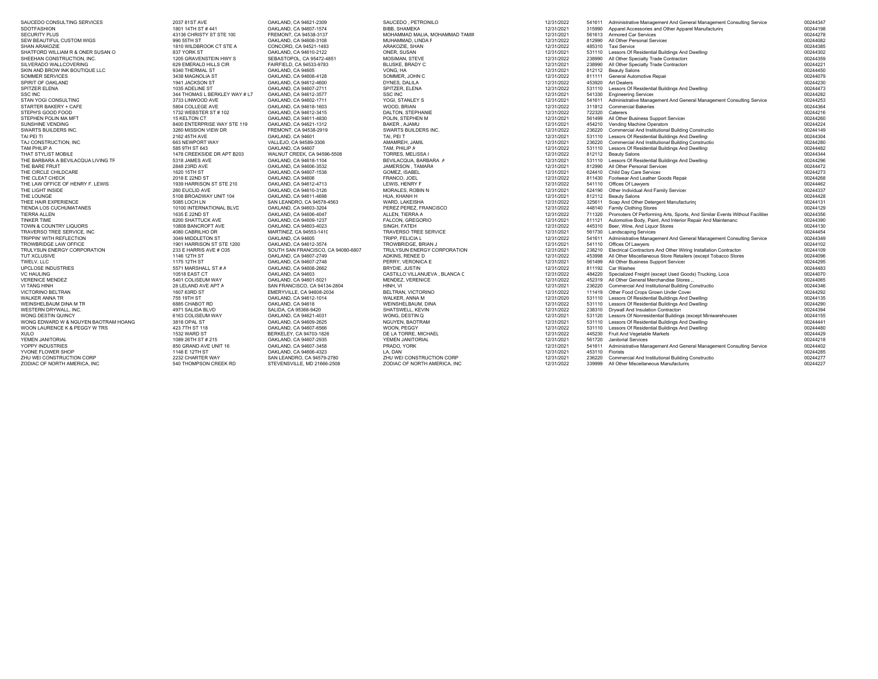| | | | | | | | |
|---|---|---|---|---|---|---|---|
| SAUCEDO CONSULTING SERVICES | 2037 81ST AVE | OAKLAND, CA 94621-2309 | SAUCEDO , PETRONILO | 12/31/2022 | 541611 | Administrative Management And General Management Consulting Service | 00244347 |
| SDOTFASHION | 1801 14TH ST # 441 | OAKLAND, CA 94607-1574 | BIBB, SHAMEKA | 12/31/2021 | 315990 | Apparel Accessories and Other Apparel Manufacturing | 00244198 |
| SECURITY PLUS | 43136 CHRISTY ST STE 100 | FREMONT, CA 94538-3137 | MOHAMMAD MALIA, MOHAMMAD TAMIM | 12/31/2021 | 561613 | Armored Car Services | 00244278 |
| SEW BEAUTIFUL CUSTOM WIGS | 990 55TH ST | OAKLAND, CA 94608-3108 | MUHAMMAD, LINDA F | 12/31/2022 | 812990 | All Other Personal Services | 00244082 |
| SHAN ARAKOZIE | 1810 WILDBROOK CT STE A | CONCORD, CA 94521-1483 | ARAKOZIE, SHAN | 12/31/2022 | 485310 | Taxi Service | 00244385 |
| SHATFORD WILLIAM R & ONER SUSAN O | 837 YORK ST | OAKLAND, CA 94610-2122 | ONER, SUSAN | 12/31/2021 | 531110 | Lessors Of Residential Buildings And Dwellings | 00244302 |
| SHEEHAN CONSTRUCTION, INC. | 1205 GRAVENSTEIN HWY S | SEBASTOPOL, CA 95472-4851 | MOSIMAN, STEVE | 12/31/2022 | 238990 | All Other Specialty Trade Contractors | 00244359 |
| SILVERADO WALLCOVERING | 629 EMERALD HILLS CIR | FAIRFIELD, CA 94533-9783 | BLUSKE, BRADY C | 12/31/2021 | 238990 | All Other Specialty Trade Contractors | 00244221 |
| SKIN AND BROW INK BOUTIQUE LLC | 9340 THERMAL ST | OAKLAND, CA 94605 | VONG, HA | 12/31/2021 | 812112 | Beauty Salons | 00244450 |
| SOMMER SERVICES | 3438 MAGNOLIA ST | OAKLAND, CA 94608-4128 | SOMMER, JOHN C | 12/31/2021 | 811111 | General Automotive Repair | 00244079 |
| SPIRIT OF OAKLAND | 1941 JACKSON ST | OAKLAND, CA 94612-4600 | DYNES, DALILA | 12/31/2022 | 453920 | Art Dealers | 00244230 |
| SPITZER ELENA | 1035 ADELINE ST | OAKLAND, CA 94607-2711 | SPITZER, ELENA | 12/31/2022 | 531110 | Lessors Of Residential Buildings And Dwellings | 00244473 |
| SSC INC | 344 THOMAS L BERKLEY WAY # L7 | OAKLAND, CA 94612-3577 | SSC INC | 12/31/2021 | 541330 | Engineering Services | 00244282 |
| STAN YOGI CONSULTING | 3733 LINWOOD AVE | OAKLAND, CA 94602-1711 | YOGI, STANLEY S | 12/31/2021 | 541611 | Administrative Management And General Management Consulting Service | 00244253 |
| STARTER BAKERY + CAFE | 5804 COLLEGE AVE | OAKLAND, CA 94618-1603 | WOOD, BRIAN | 12/31/2022 | 311812 | Commercial Bakeries | 00244364 |
| STEPH'S GOOD FOOD | 1732 WEBSTER ST # 102 | OAKLAND, CA 94612-3415 | DALTON, STEPHANIE | 12/31/2022 | 722320 | Caterers | 00244216 |
| STEPHEN POLIN MA MFT | 15 KELTON CT | OAKLAND, CA 94611-4830 | POLIN, STEPHEN M | 12/31/2021 | 561499 | All Other Business Support Services | 00244260 |
| SUNSHINE VENDING | 8400 ENTERPRISE WAY STE 119 | OAKLAND, CA 94621-1312 | BAKER , AJAMU | 12/31/2021 | 454210 | Vending Machine Operators | 00244224 |
| SWARTS BUILDERS INC. | 3260 MISSION VIEW DR | FREMONT, CA 94538-2919 | SWARTS BUILDERS INC. | 12/31/2022 | 236220 | Commercial And Institutional Building Construction | 00244149 |
| TAI PEI TI | 2162 45TH AVE | OAKLAND, CA 94601 | TAI, PEI T | 12/31/2022 | 531110 | Lessors Of Residential Buildings And Dwellings | 00244304 |
| TAJ CONSTRUCTION, INC | 663 NEWPORT WAY | VALLEJO, CA 94589-3306 | AMAMREH, JAMIL | 12/31/2021 | 236220 | Commercial And Institutional Building Construction | 00244280 |
| TAM PHILIP A | 585 9TH ST 643 | OAKLAND, CA 94607 | TAM, PHILIP A | 12/31/2022 | 531110 | Lessors Of Residential Buildings And Dwellings | 00244482 |
| THAT STYLIST MOBILE | 1478 CREEKSIDE DR APT B203 | WALNUT CREEK, CA 94596-5508 | TORRES, MELISSA I | 12/31/2022 | 812112 | Beauty Salons | 00244344 |
| THE BARBARA A BEVILACQUA LIVING TR | 5318 JAMES AVE | OAKLAND, CA 94618-1104 | BEVILACQUA, BARBARA A | 12/31/2021 | 531110 | Lessors Of Residential Buildings And Dwellings | 00244296 |
| THE BARE FRUIT | 2848 23RD AVE | OAKLAND, CA 94606-3532 | JAMERSON , TAMARA | 12/31/2021 | 812990 | All Other Personal Services | 00244472 |
| THE CIRCLE CHILDCARE | 1620 15TH ST | OAKLAND, CA 94607-1538 | GOMEZ, ISABEL | 12/31/2021 | 624410 | Child Day Care Services | 00244273 |
| THE CLEAT CHECK | 2018 E 22ND ST | OAKLAND, CA 94606 | FRANCO, JOEL | 12/31/2021 | 811430 | Footwear And Leather Goods Repair | 00244268 |
| THE LAW OFFICE OF HENRY F. LEWIS | 1939 HARRISON ST STE 210 | OAKLAND, CA 94612-4713 | LEWIS, HENRY F | 12/31/2022 | 541110 | Offices Of Lawyers | 00244462 |
| THE LIGHT INSIDE | 260 EUCLID AVE | OAKLAND, CA 94610-3126 | MORALES, ROBIN N | 12/31/2021 | 624190 | Other Individual And Family Services | 00244337 |
| THE LOUNGE | 5108 BROADWAY UNIT 104 | OAKLAND, CA 94611-4698 | HUA, KHANH H | 12/31/2021 | 812112 | Beauty Salons | 00244428 |
| THEE HAIR EXPERIENCE | 5085 LOCH LN | SAN LEANDRO, CA 94578-4563 | WARD, LAKEISHA | 12/31/2022 | 325611 | Soap And Other Detergent Manufacturing | 00244131 |
| TIENDA LOS CUCHUMATANES | 10100 INTERNATIONAL BLVD | OAKLAND, CA 94603-3204 | PEREZ PEREZ, FRANCISCO | 12/31/2022 | 448140 | Family Clothing Stores | 00244129 |
| TIERRA ALLEN | 1635 E 22ND ST | OAKLAND, CA 94606-4047 | ALLEN, TIERRA A | 12/31/2022 | 711320 | Promoters Of Performing Arts, Sports, And Similar Events Without Facilities | 00244356 |
| TINKER TIME | 6200 SHATTUCK AVE | OAKLAND, CA 94609-1237 | FALCON, GREGORIO | 12/31/2021 | 811121 | Automotive Body, Paint, And Interior Repair And Maintenance | 00244390 |
| TOWN & COUNTRY LIQUORS | 10808 BANCROFT AVE | OAKLAND, CA 94603-4023 | SINGH, FATEH | 12/31/2022 | 445310 | Beer, Wine, And Liquor Stores | 00244130 |
| TRAVERSO TREE SERVICE, INC | 4080 CABRILHO DR | MARTINEZ, CA 94553-1410 | TRAVERSO TREE SERVICE | 12/31/2021 | 561730 | Landscaping Services | 00244454 |
| TRIPPIN' WITH REFLECTION | 3049 MIDDLETON ST | OAKLAND, CA 94605 | TRIPP, FELICIA L | 12/31/2022 | 541611 | Administrative Management And General Management Consulting Service | 00244349 |
| TROWBRIDGE LAW OFFICE | 1901 HARRISON ST STE 1200 | OAKLAND, CA 94612-3574 | TROWBRIDGE, BRIAN J | 12/31/2021 | 541110 | Offices Of Lawyers | 00244102 |
| TRULYSUN ENERGY CORPORATION | 233 E HARRIS AVE # O35 | SOUTH SAN FRANCISCO, CA 94080-6807 | TRULYSUN ENERGY CORPORATION | 12/31/2021 | 238210 | Electrical Contractors And Other Wiring Installation Contractors | 00244109 |
| TUT XCLUSIVE | 1146 12TH ST | OAKLAND, CA 94607-2749 | ADKINS, RENEE D | 12/31/2022 | 453998 | All Other Miscellaneous Store Retailers (except Tobacco Stores | 00244096 |
| TWELV, LLC | 1175 12TH ST | OAKLAND, CA 94607-2748 | PERRY, VERONICA E | 12/31/2021 | 561499 | All Other Business Support Services | 00244295 |
| UPCLOSE INDUSTRIES | 5571 MARSHALL ST # A | OAKLAND, CA 94608-2662 | BRYDIE, JUSTIN | 12/31/2022 | 811192 | Car Washes | 00244483 |
| VC HAULING | 10518 EAST CT | OAKLAND, CA 94603 | CASTILLO VILLANUEVA , BLANCA C | 12/31/2022 | 484220 | Specialized Freight (except Used Goods) Trucking, Local | 00244070 |
| VERENICE MENDEZ | 5401 COLISEUM WAY | OAKLAND, CA 94601-5021 | MENDEZ, VERENICE | 12/31/2022 | 452319 | All Other General Merchandise Stores ,, | 00244065 |
| VI TANG HINH | 28 LELAND AVE APT A | SAN FRANCISCO, CA 94134-2804 | HINH, VI | 12/31/2021 | 236220 | Commercial And Institutional Building Construction | 00244346 |
| VICTORINO BELTRAN | 1607 63RD ST | EMERYVILLE, CA 94608-2034 | BELTRAN, VICTORINO | 12/31/2022 | 111419 | Other Food Crops Grown Under Cover | 00244292 |
| WALKER ANNA TR | 755 19TH ST | OAKLAND, CA 94612-1014 | WALKER, ANNA M | 12/31/2020 | 531110 | Lessors Of Residential Buildings And Dwellings | 00244135 |
| WEINSHELBAUM DINA M TR | 6885 CHABOT RD | OAKLAND, CA 94618 | WEINSHELBAUM, DINA | 12/31/2022 | 531110 | Lessors Of Residential Buildings And Dwellings | 00244290 |
| WESTERN DRYWALL, INC. | 4971 SALIDA BLVD | SALIDA, CA 95368-9420 | SHATSWELL, KEVIN | 12/31/2022 | 238310 | Drywall And Insulation Contractors | 00244394 |
| WONG DESTIN QUINCY | 6163 COLISEUM WAY | OAKLAND, CA 94621-4031 | WONG, DESTIN Q | 12/31/2021 | 531120 | Lessors Of Nonresidential Buildings (except Miniwarehouses | 00244155 |
| WONG EDWARD W & NGUYEN BAOTRAM HOANG | 3818 OPAL ST | OAKLAND, CA 94609-2625 | NGUYEN, BAOTRAM | 12/31/2021 | 531110 | Lessors Of Residential Buildings And Dwellings | 00244441 |
| WOON LAURENCE K & PEGGY W TRS | 423 7TH ST 118 | OAKLAND, CA 94607-6566 | WOON, PEGGY | 12/31/2022 | 531110 | Lessors Of Residential Buildings And Dwellings | 00244480 |
| XULO | 1532 WARD ST | BERKELEY, CA 94703-1826 | DE LA TORRE, MICHAEL | 12/31/2022 | 445230 | Fruit And Vegetable Markets | 00244429 |
| YEMEN JANITORIAL | 1089 26TH ST # 215 | OAKLAND, CA 94607-2935 | YEMEN JANITORIAL | 12/31/2021 | 561720 | Janitorial Services | 00244218 |
| YOPPY INDUSTRIES | 850 GRAND AVE UNIT 16 | OAKLAND, CA 94607-3458 | PRADO, YORK | 12/31/2021 | 541611 | Administrative Management And General Management Consulting Service | 00244402 |
| YVONE FLOWER SHOP | 1148 E 12TH ST | OAKLAND, CA 94606-4323 | LA, DAN | 12/31/2021 | 453110 | Florists | 00244285 |
| ZHU WEI CONSTRUCTION CORP | 2232 CHARTER WAY | SAN LEANDRO, CA 94579-2780 | ZHU WEI CONSTRUCTION CORP | 12/31/2021 | 236220 | Commercial And Institutional Building Construction | 00244277 |
| ZODIAC OF NORTH AMERICA, INC | 540 THOMPSON CREEK RD | STEVENSVILLE, MD 21666-2508 | ZODIAC OF NORTH AMERICA, INC | 12/31/2022 | 339999 | All Other Miscellaneous Manufacturing | 00244227 |